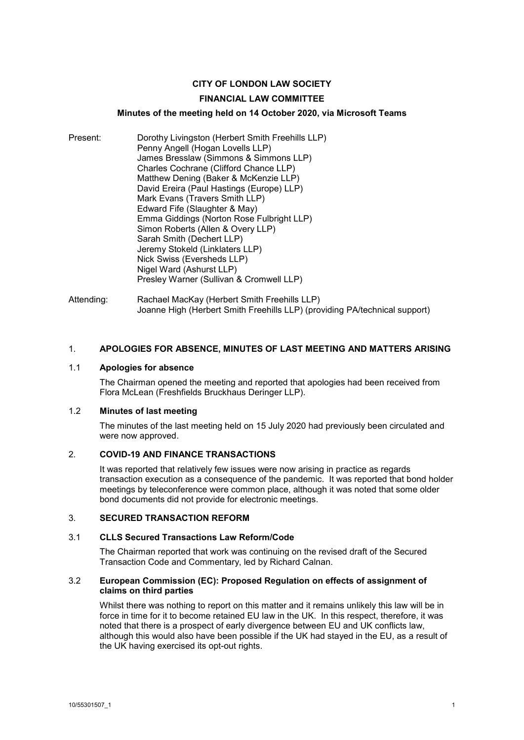**CITY OF LONDON LAW SOCIETY**

**FINANCIAL LAW COMMITTEE**

**Minutes of the meeting held on 14 October 2020, via Microsoft Teams**

Present:

Dorothy Livingston (Herbert Smith Freehills LLP)
Penny Angell (Hogan Lovells LLP)
James Bresslaw (Simmons & Simmons LLP)
Charles Cochrane (Clifford Chance LLP)
Matthew Dening (Baker & McKenzie LLP)
David Ereira (Paul Hastings (Europe) LLP)
Mark Evans (Travers Smith LLP)
Edward Fife (Slaughter & May)
Emma Giddings (Norton Rose Fulbright LLP)
Simon Roberts (Allen & Overy LLP)
Sarah Smith (Dechert LLP)
Jeremy Stokeld (Linklaters LLP)
Nick Swiss (Eversheds LLP)
Nigel Ward (Ashurst LLP)
Presley Warner (Sullivan & Cromwell LLP)

Attending:

Rachael MacKay (Herbert Smith Freehills LLP)
Joanne High (Herbert Smith Freehills LLP) (providing PA/technical support)

## 1. APOLOGIES FOR ABSENCE, MINUTES OF LAST MEETING AND MATTERS ARISING

### 1.1 Apologies for absence

The Chairman opened the meeting and reported that apologies had been received from Flora McLean (Freshfields Bruckhaus Deringer LLP).

### 1.2 Minutes of last meeting

The minutes of the last meeting held on 15 July 2020 had previously been circulated and were now approved.

## 2. COVID-19 AND FINANCE TRANSACTIONS

It was reported that relatively few issues were now arising in practice as regards transaction execution as a consequence of the pandemic. It was reported that bond holder meetings by teleconference were common place, although it was noted that some older bond documents did not provide for electronic meetings.

## 3. SECURED TRANSACTION REFORM

### 3.1 CLLS Secured Transactions Law Reform/Code

The Chairman reported that work was continuing on the revised draft of the Secured Transaction Code and Commentary, led by Richard Calnan.

### 3.2 European Commission (EC): Proposed Regulation on effects of assignment of claims on third parties

Whilst there was nothing to report on this matter and it remains unlikely this law will be in force in time for it to become retained EU law in the UK. In this respect, therefore, it was noted that there is a prospect of early divergence between EU and UK conflicts law, although this would also have been possible if the UK had stayed in the EU, as a result of the UK having exercised its opt-out rights.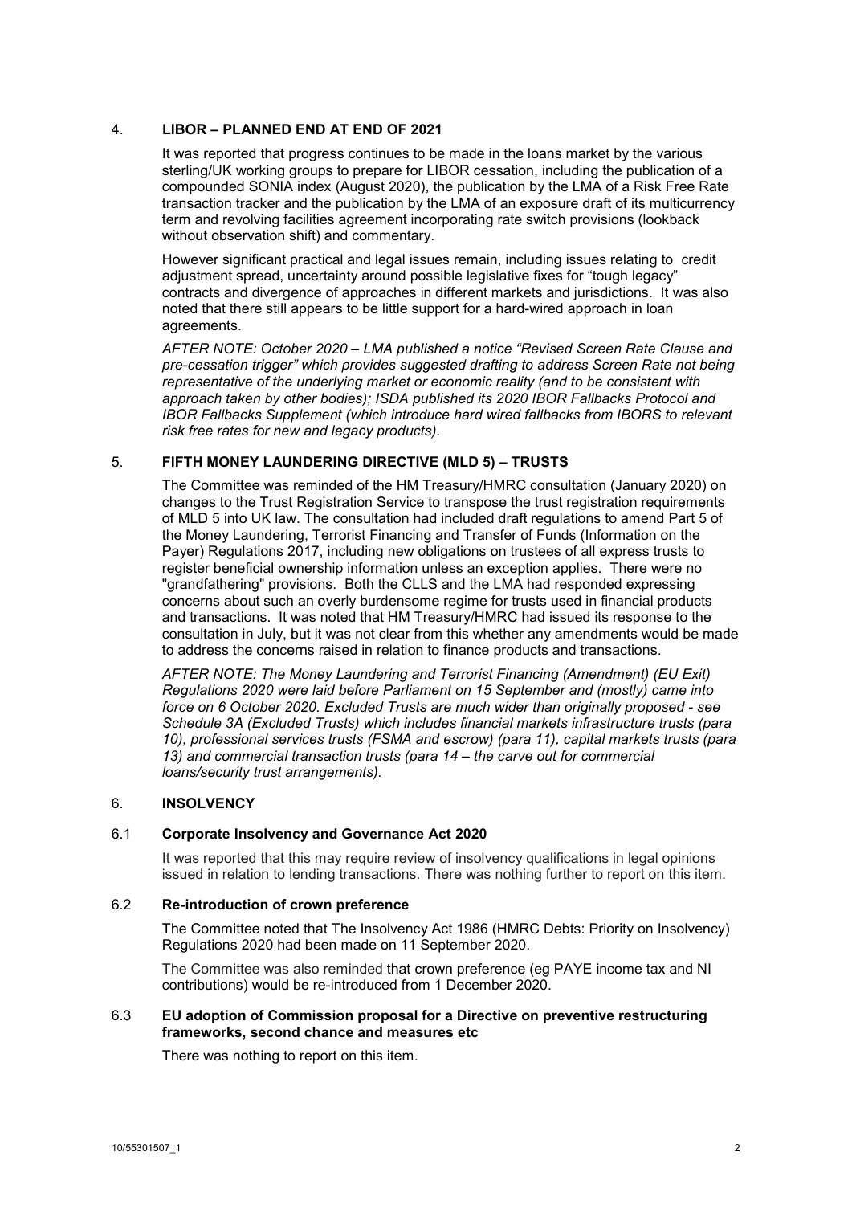## 4. LIBOR – PLANNED END AT END OF 2021

It was reported that progress continues to be made in the loans market by the various sterling/UK working groups to prepare for LIBOR cessation, including the publication of a compounded SONIA index (August 2020), the publication by the LMA of a Risk Free Rate transaction tracker and the publication by the LMA of an exposure draft of its multicurrency term and revolving facilities agreement incorporating rate switch provisions (lookback without observation shift) and commentary.

However significant practical and legal issues remain, including issues relating to credit adjustment spread, uncertainty around possible legislative fixes for "tough legacy" contracts and divergence of approaches in different markets and jurisdictions. It was also noted that there still appears to be little support for a hard-wired approach in loan agreements.

*AFTER NOTE: October 2020 – LMA published a notice "Revised Screen Rate Clause and pre-cessation trigger" which provides suggested drafting to address Screen Rate not being representative of the underlying market or economic reality (and to be consistent with approach taken by other bodies); ISDA published its 2020 IBOR Fallbacks Protocol and IBOR Fallbacks Supplement (which introduce hard wired fallbacks from IBORS to relevant risk free rates for new and legacy products).*

## 5. FIFTH MONEY LAUNDERING DIRECTIVE (MLD 5) – TRUSTS

The Committee was reminded of the HM Treasury/HMRC consultation (January 2020) on changes to the Trust Registration Service to transpose the trust registration requirements of MLD 5 into UK law. The consultation had included draft regulations to amend Part 5 of the Money Laundering, Terrorist Financing and Transfer of Funds (Information on the Payer) Regulations 2017, including new obligations on trustees of all express trusts to register beneficial ownership information unless an exception applies. There were no "grandfathering" provisions. Both the CLLS and the LMA had responded expressing concerns about such an overly burdensome regime for trusts used in financial products and transactions. It was noted that HM Treasury/HMRC had issued its response to the consultation in July, but it was not clear from this whether any amendments would be made to address the concerns raised in relation to finance products and transactions.

*AFTER NOTE: The Money Laundering and Terrorist Financing (Amendment) (EU Exit) Regulations 2020 were laid before Parliament on 15 September and (mostly) came into force on 6 October 2020. Excluded Trusts are much wider than originally proposed - see Schedule 3A (Excluded Trusts) which includes financial markets infrastructure trusts (para 10), professional services trusts (FSMA and escrow) (para 11), capital markets trusts (para 13) and commercial transaction trusts (para 14 – the carve out for commercial loans/security trust arrangements).*

## 6. INSOLVENCY

### 6.1 Corporate Insolvency and Governance Act 2020

It was reported that this may require review of insolvency qualifications in legal opinions issued in relation to lending transactions. There was nothing further to report on this item.

### 6.2 Re-introduction of crown preference

The Committee noted that The Insolvency Act 1986 (HMRC Debts: Priority on Insolvency) Regulations 2020 had been made on 11 September 2020.

The Committee was also reminded that crown preference (eg PAYE income tax and NI contributions) would be re-introduced from 1 December 2020.

### 6.3 EU adoption of Commission proposal for a Directive on preventive restructuring frameworks, second chance and measures etc

There was nothing to report on this item.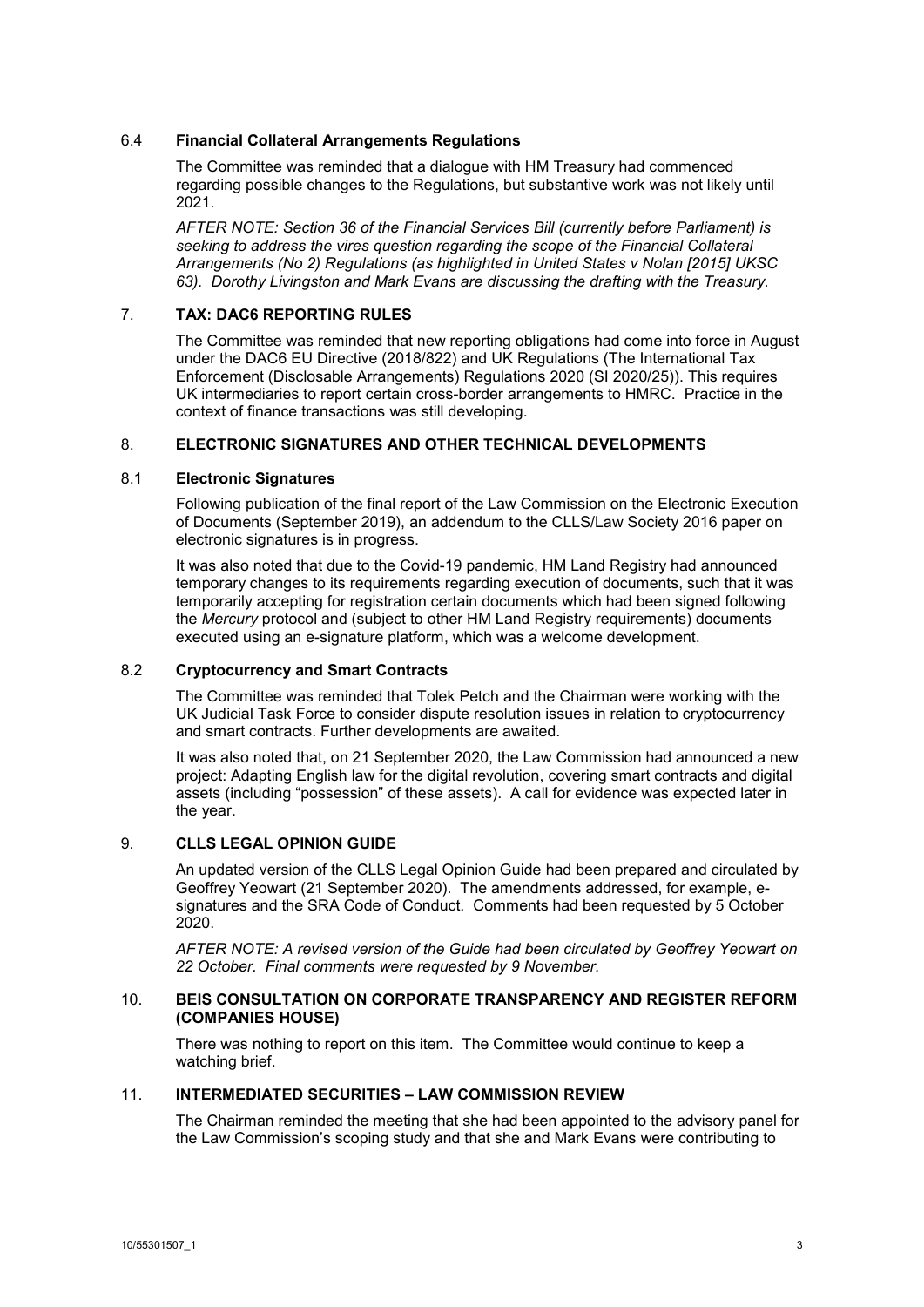### 6.4 **Financial Collateral Arrangements Regulations**

The Committee was reminded that a dialogue with HM Treasury had commenced regarding possible changes to the Regulations, but substantive work was not likely until 2021.

*AFTER NOTE: Section 36 of the Financial Services Bill (currently before Parliament) is seeking to address the vires question regarding the scope of the Financial Collateral Arrangements (No 2) Regulations (as highlighted in United States v Nolan [2015] UKSC 63). Dorothy Livingston and Mark Evans are discussing the drafting with the Treasury.*

## 7. **TAX: DAC6 REPORTING RULES**

The Committee was reminded that new reporting obligations had come into force in August under the DAC6 EU Directive (2018/822) and UK Regulations (The International Tax Enforcement (Disclosable Arrangements) Regulations 2020 (SI 2020/25)). This requires UK intermediaries to report certain cross-border arrangements to HMRC. Practice in the context of finance transactions was still developing.

## 8. **ELECTRONIC SIGNATURES AND OTHER TECHNICAL DEVELOPMENTS**

### 8.1 **Electronic Signatures**

Following publication of the final report of the Law Commission on the Electronic Execution of Documents (September 2019), an addendum to the CLLS/Law Society 2016 paper on electronic signatures is in progress.

It was also noted that due to the Covid-19 pandemic, HM Land Registry had announced temporary changes to its requirements regarding execution of documents, such that it was temporarily accepting for registration certain documents which had been signed following the *Mercury* protocol and (subject to other HM Land Registry requirements) documents executed using an e-signature platform, which was a welcome development.

### 8.2 **Cryptocurrency and Smart Contracts**

The Committee was reminded that Tolek Petch and the Chairman were working with the UK Judicial Task Force to consider dispute resolution issues in relation to cryptocurrency and smart contracts. Further developments are awaited.

It was also noted that, on 21 September 2020, the Law Commission had announced a new project: Adapting English law for the digital revolution, covering smart contracts and digital assets (including "possession" of these assets). A call for evidence was expected later in the year.

## 9. **CLLS LEGAL OPINION GUIDE**

An updated version of the CLLS Legal Opinion Guide had been prepared and circulated by Geoffrey Yeowart (21 September 2020). The amendments addressed, for example, e-signatures and the SRA Code of Conduct. Comments had been requested by 5 October 2020.

*AFTER NOTE: A revised version of the Guide had been circulated by Geoffrey Yeowart on 22 October. Final comments were requested by 9 November.*

## 10. **BEIS CONSULTATION ON CORPORATE TRANSPARENCY AND REGISTER REFORM (COMPANIES HOUSE)**

There was nothing to report on this item. The Committee would continue to keep a watching brief.

## 11. **INTERMEDIATED SECURITIES – LAW COMMISSION REVIEW**

The Chairman reminded the meeting that she had been appointed to the advisory panel for the Law Commission's scoping study and that she and Mark Evans were contributing to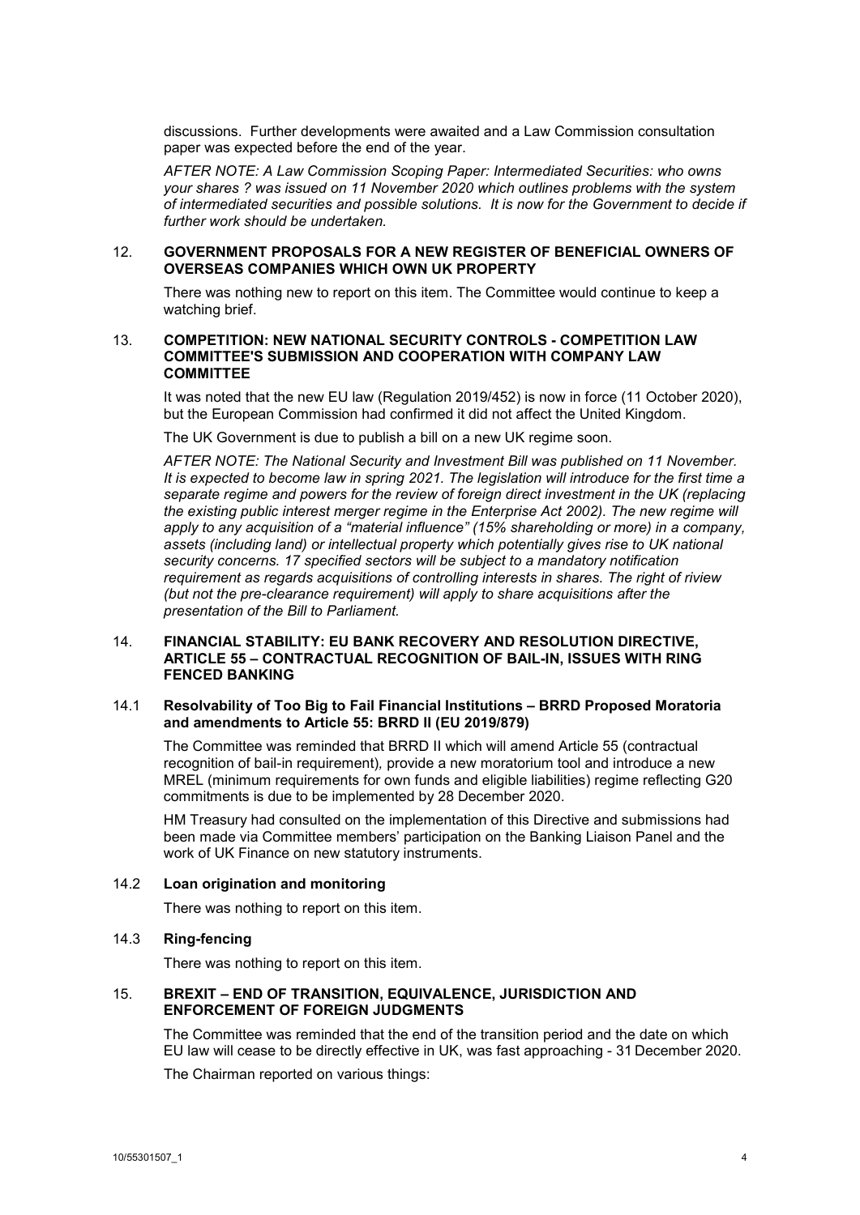discussions. Further developments were awaited and a Law Commission consultation paper was expected before the end of the year.

*AFTER NOTE: A Law Commission Scoping Paper: Intermediated Securities: who owns your shares ? was issued on 11 November 2020 which outlines problems with the system of intermediated securities and possible solutions. It is now for the Government to decide if further work should be undertaken.*

## 12. GOVERNMENT PROPOSALS FOR A NEW REGISTER OF BENEFICIAL OWNERS OF OVERSEAS COMPANIES WHICH OWN UK PROPERTY

There was nothing new to report on this item. The Committee would continue to keep a watching brief.

## 13. COMPETITION: NEW NATIONAL SECURITY CONTROLS - COMPETITION LAW COMMITTEE'S SUBMISSION AND COOPERATION WITH COMPANY LAW COMMITTEE

It was noted that the new EU law (Regulation 2019/452) is now in force (11 October 2020), but the European Commission had confirmed it did not affect the United Kingdom.

The UK Government is due to publish a bill on a new UK regime soon.

*AFTER NOTE: The National Security and Investment Bill was published on 11 November. It is expected to become law in spring 2021. The legislation will introduce for the first time a separate regime and powers for the review of foreign direct investment in the UK (replacing the existing public interest merger regime in the Enterprise Act 2002). The new regime will apply to any acquisition of a "material influence" (15% shareholding or more) in a company, assets (including land) or intellectual property which potentially gives rise to UK national security concerns. 17 specified sectors will be subject to a mandatory notification requirement as regards acquisitions of controlling interests in shares. The right of riview (but not the pre-clearance requirement) will apply to share acquisitions after the presentation of the Bill to Parliament.*

## 14. FINANCIAL STABILITY: EU BANK RECOVERY AND RESOLUTION DIRECTIVE, ARTICLE 55 – CONTRACTUAL RECOGNITION OF BAIL-IN, ISSUES WITH RING FENCED BANKING

### 14.1 Resolvability of Too Big to Fail Financial Institutions – BRRD Proposed Moratoria and amendments to Article 55: BRRD II (EU 2019/879)

The Committee was reminded that BRRD II which will amend Article 55 (contractual recognition of bail-in requirement), provide a new moratorium tool and introduce a new MREL (minimum requirements for own funds and eligible liabilities) regime reflecting G20 commitments is due to be implemented by 28 December 2020.

HM Treasury had consulted on the implementation of this Directive and submissions had been made via Committee members' participation on the Banking Liaison Panel and the work of UK Finance on new statutory instruments.

### 14.2 Loan origination and monitoring

There was nothing to report on this item.

### 14.3 Ring-fencing

There was nothing to report on this item.

## 15. BREXIT – END OF TRANSITION, EQUIVALENCE, JURISDICTION AND ENFORCEMENT OF FOREIGN JUDGMENTS

The Committee was reminded that the end of the transition period and the date on which EU law will cease to be directly effective in UK, was fast approaching - 31 December 2020.

The Chairman reported on various things: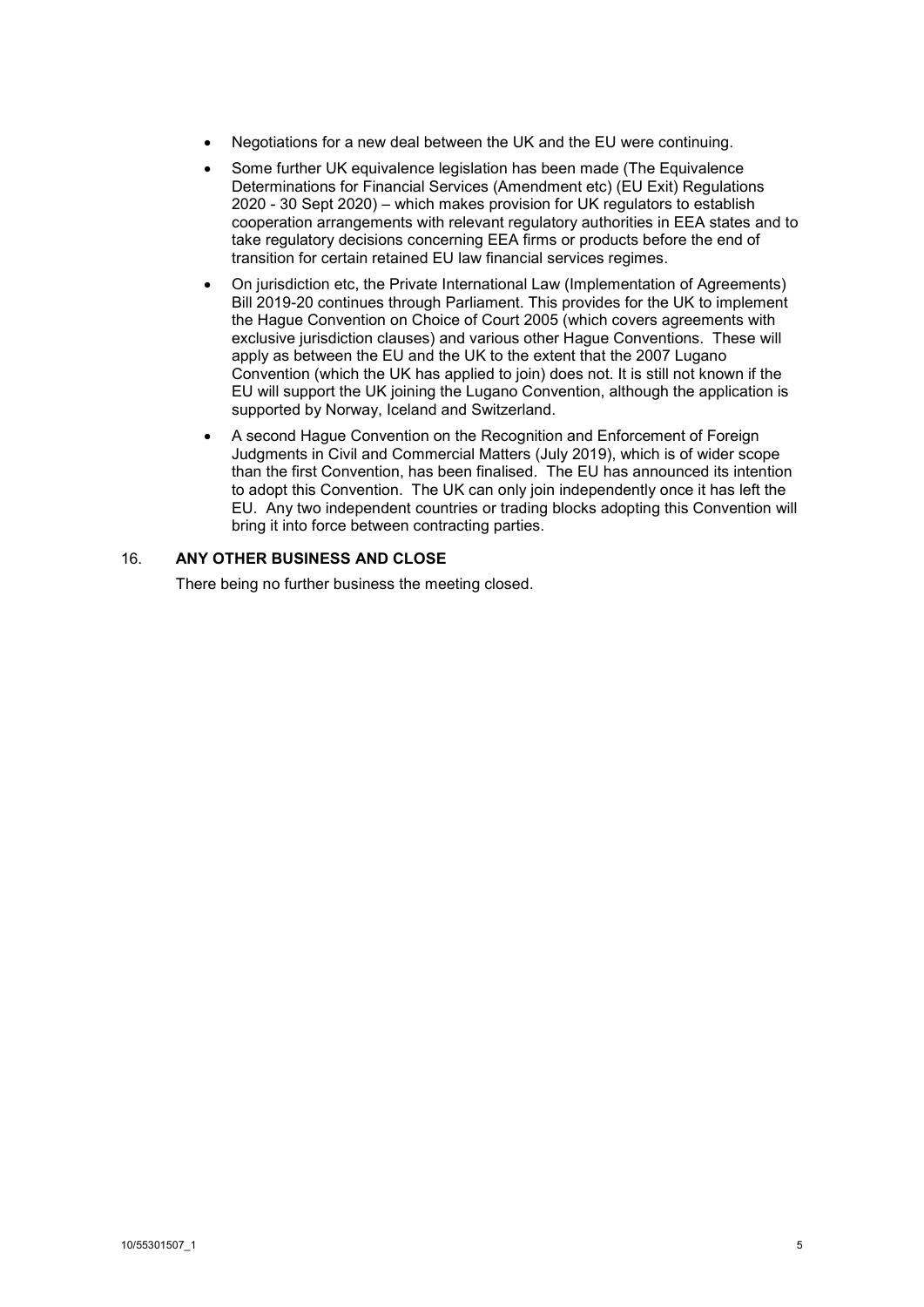- Negotiations for a new deal between the UK and the EU were continuing.
- Some further UK equivalence legislation has been made (The Equivalence Determinations for Financial Services (Amendment etc) (EU Exit) Regulations 2020 - 30 Sept 2020) – which makes provision for UK regulators to establish cooperation arrangements with relevant regulatory authorities in EEA states and to take regulatory decisions concerning EEA firms or products before the end of transition for certain retained EU law financial services regimes.
- On jurisdiction etc, the Private International Law (Implementation of Agreements) Bill 2019-20 continues through Parliament. This provides for the UK to implement the Hague Convention on Choice of Court 2005 (which covers agreements with exclusive jurisdiction clauses) and various other Hague Conventions. These will apply as between the EU and the UK to the extent that the 2007 Lugano Convention (which the UK has applied to join) does not. It is still not known if the EU will support the UK joining the Lugano Convention, although the application is supported by Norway, Iceland and Switzerland.
- A second Hague Convention on the Recognition and Enforcement of Foreign Judgments in Civil and Commercial Matters (July 2019), which is of wider scope than the first Convention, has been finalised. The EU has announced its intention to adopt this Convention. The UK can only join independently once it has left the EU. Any two independent countries or trading blocks adopting this Convention will bring it into force between contracting parties.

## 16. ANY OTHER BUSINESS AND CLOSE

There being no further business the meeting closed.